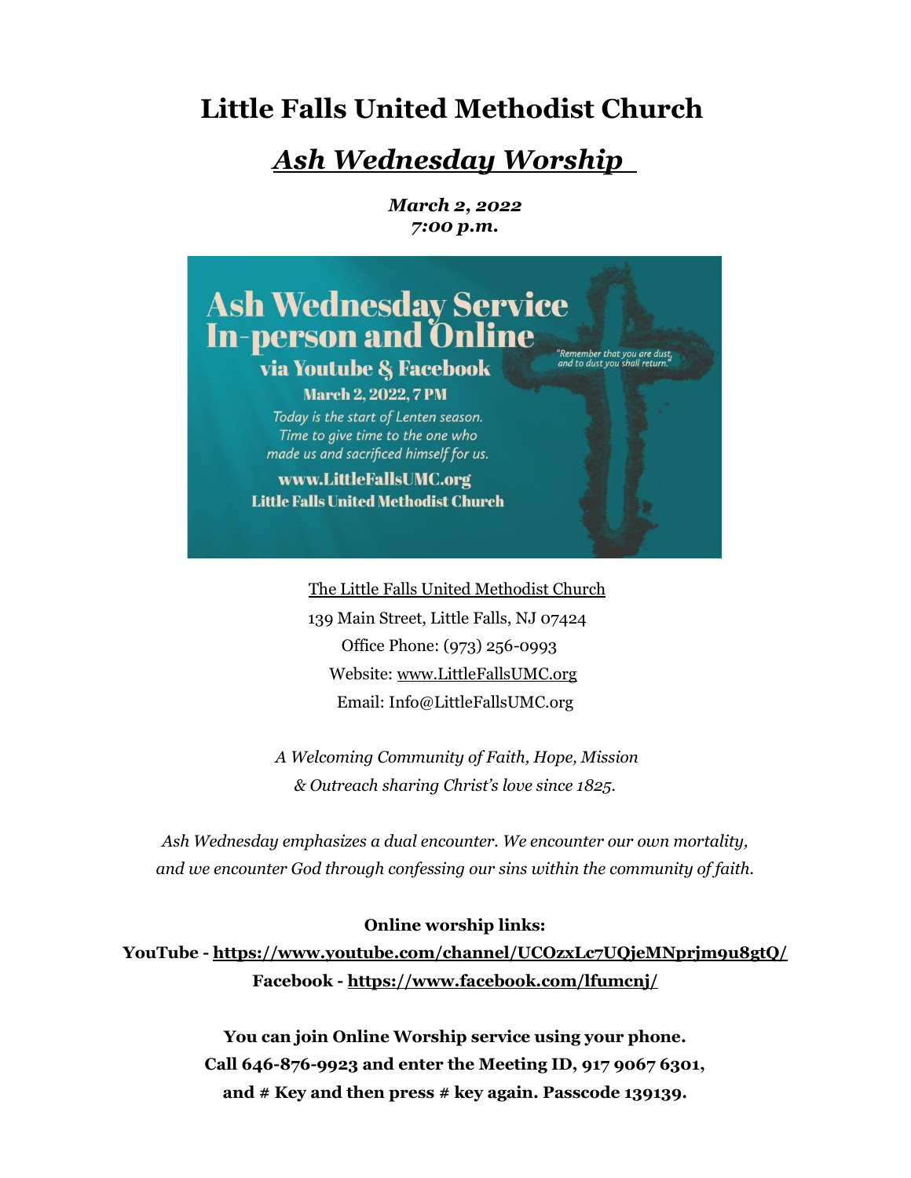# Little Falls United Methodist Church

## *Ash Wednesday Worship*

***March 2, 2022***
***7:00 p.m.***

Ash Wednesday Service
In-person and Online
via Youtube & Facebook
March 2, 2022, 7 PM
Today is the start of Lenten season.
Time to give time to the one who
made us and sacrificed himself for us.
www.LittleFallsUMC.org
Little Falls United Methodist Church

"Remember that you are dust, and to dust you shall return."

The Little Falls United Methodist Church
139 Main Street, Little Falls, NJ 07424
Office Phone: (973) 256-0993
Website: www.LittleFallsUMC.org
Email: Info@LittleFallsUMC.org

*A Welcoming Community of Faith, Hope, Mission*
*& Outreach sharing Christ's love since 1825.*

*Ash Wednesday emphasizes a dual encounter. We encounter our own mortality, and we encounter God through confessing our sins within the community of faith.*

**Online worship links:**
**YouTube - https://www.youtube.com/channel/UCOzxLc7UQjeMNprjm9u8gtQ/**
**Facebook - https://www.facebook.com/lfumcnj/**

**You can join Online Worship service using your phone.**
**Call 646-876-9923 and enter the Meeting ID, 917 9067 6301,**
**and # Key and then press # key again. Passcode 139139.**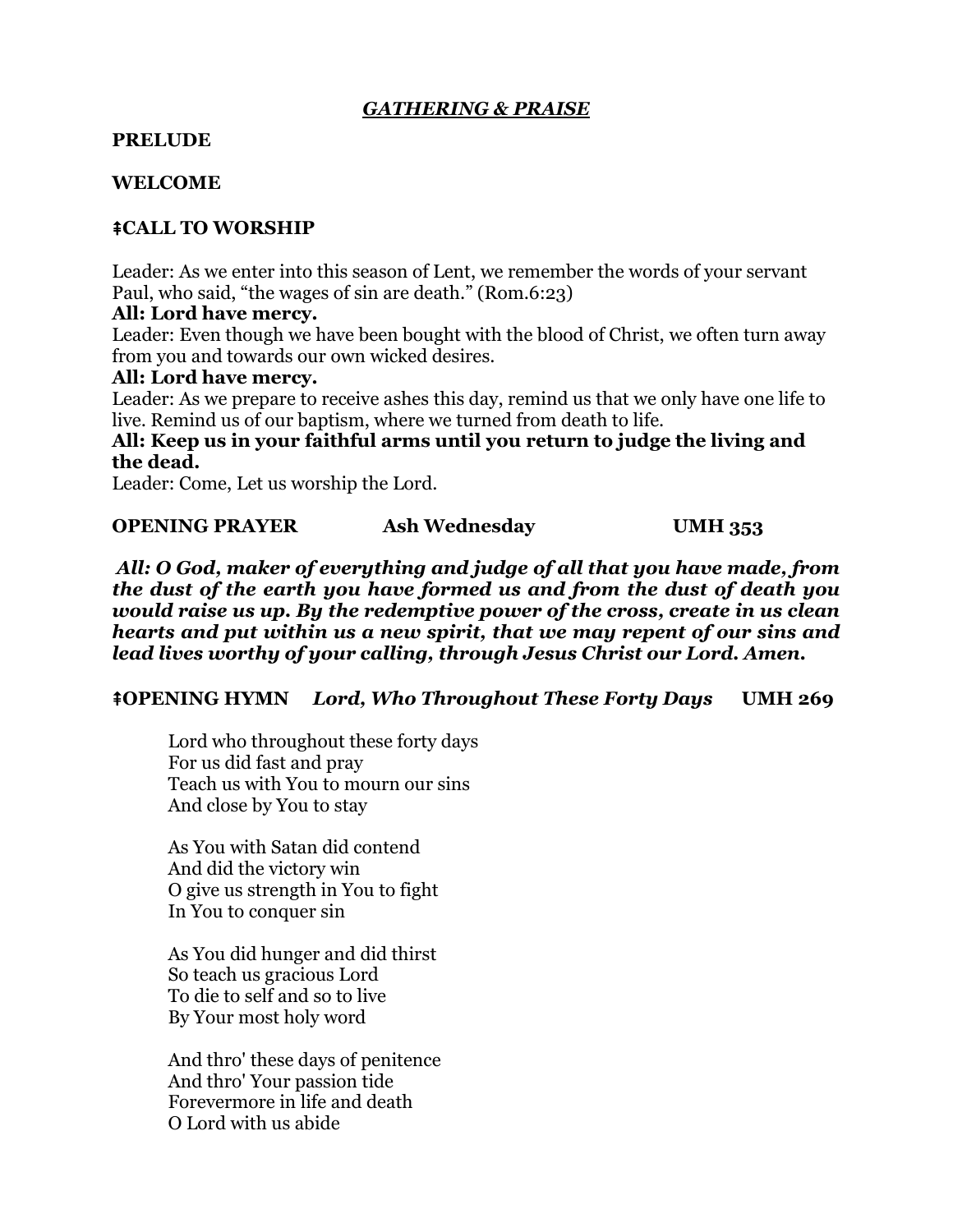## *GATHERING & PRAISE*

**PRELUDE**

**WELCOME**

**‡CALL TO WORSHIP**

Leader: As we enter into this season of Lent, we remember the words of your servant Paul, who said, "the wages of sin are death." (Rom.6:23)

**All: Lord have mercy.**

Leader: Even though we have been bought with the blood of Christ, we often turn away from you and towards our own wicked desires.

**All: Lord have mercy.**

Leader: As we prepare to receive ashes this day, remind us that we only have one life to live. Remind us of our baptism, where we turned from death to life.

**All: Keep us in your faithful arms until you return to judge the living and the dead.**

Leader: Come, Let us worship the Lord.

**OPENING PRAYER Ash Wednesday UMH 353**

***All: O God, maker of everything and judge of all that you have made, from the dust of the earth you have formed us and from the dust of death you would raise us up. By the redemptive power of the cross, create in us clean hearts and put within us a new spirit, that we may repent of our sins and lead lives worthy of your calling, through Jesus Christ our Lord. Amen.***

**‡OPENING HYMN** ***Lord, Who Throughout These Forty Days*** **UMH 269**

Lord who throughout these forty days
For us did fast and pray
Teach us with You to mourn our sins
And close by You to stay

As You with Satan did contend
And did the victory win
O give us strength in You to fight
In You to conquer sin

As You did hunger and did thirst
So teach us gracious Lord
To die to self and so to live
By Your most holy word

And thro' these days of penitence
And thro' Your passion tide
Forevermore in life and death
O Lord with us abide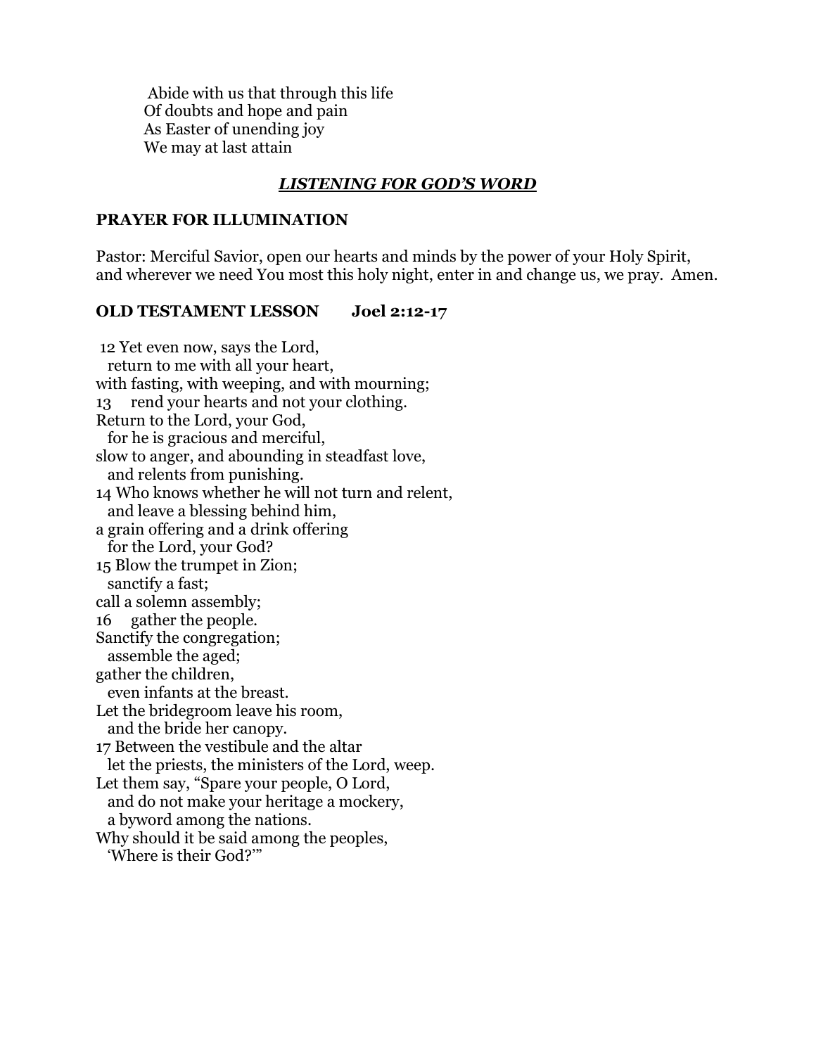Abide with us that through this life  
Of doubts and hope and pain  
As Easter of unending joy  
We may at last attain

## ***LISTENING FOR GOD'S WORD***

**PRAYER FOR ILLUMINATION**

Pastor: Merciful Savior, open our hearts and minds by the power of your Holy Spirit, and wherever we need You most this holy night, enter in and change us, we pray. Amen.

**OLD TESTAMENT LESSON Joel 2:12-17**

12 Yet even now, says the Lord,  
return to me with all your heart,  
with fasting, with weeping, and with mourning;  
13 rend your hearts and not your clothing.  
Return to the Lord, your God,  
for he is gracious and merciful,  
slow to anger, and abounding in steadfast love,  
and relents from punishing.  
14 Who knows whether he will not turn and relent,  
and leave a blessing behind him,  
a grain offering and a drink offering  
for the Lord, your God?  
15 Blow the trumpet in Zion;  
sanctify a fast;  
call a solemn assembly;  
16 gather the people.  
Sanctify the congregation;  
assemble the aged;  
gather the children,  
even infants at the breast.  
Let the bridegroom leave his room,  
and the bride her canopy.  
17 Between the vestibule and the altar  
let the priests, the ministers of the Lord, weep.  
Let them say, "Spare your people, O Lord,  
and do not make your heritage a mockery,  
a byword among the nations.  
Why should it be said among the peoples,  
'Where is their God?'"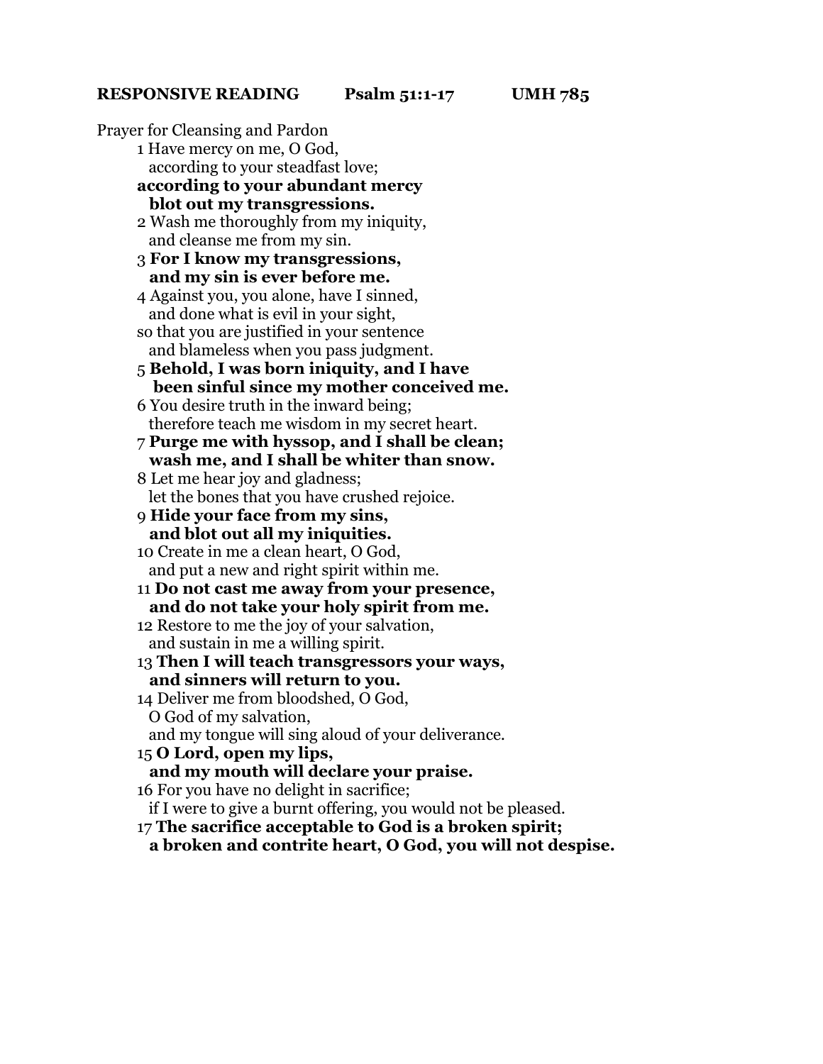**RESPONSIVE READING Psalm 51:1-17 UMH 785**

Prayer for Cleansing and Pardon

1 Have mercy on me, O God,
according to your steadfast love;
**according to your abundant mercy**
**blot out my transgressions.**

2 Wash me thoroughly from my iniquity,
and cleanse me from my sin.

3 **For I know my transgressions,**
**and my sin is ever before me.**

4 Against you, you alone, have I sinned,
and done what is evil in your sight,
so that you are justified in your sentence
and blameless when you pass judgment.

5 **Behold, I was born iniquity, and I have**
**been sinful since my mother conceived me.**

6 You desire truth in the inward being;
therefore teach me wisdom in my secret heart.

7 **Purge me with hyssop, and I shall be clean;**
**wash me, and I shall be whiter than snow.**

8 Let me hear joy and gladness;
let the bones that you have crushed rejoice.

9 **Hide your face from my sins,**
**and blot out all my iniquities.**

10 Create in me a clean heart, O God,
and put a new and right spirit within me.

11 **Do not cast me away from your presence,**
**and do not take your holy spirit from me.**

12 Restore to me the joy of your salvation,
and sustain in me a willing spirit.

13 **Then I will teach transgressors your ways,**
**and sinners will return to you.**

14 Deliver me from bloodshed, O God,
O God of my salvation,
and my tongue will sing aloud of your deliverance.

15 **O Lord, open my lips,**
**and my mouth will declare your praise.**

16 For you have no delight in sacrifice;
if I were to give a burnt offering, you would not be pleased.

17 **The sacrifice acceptable to God is a broken spirit;**
**a broken and contrite heart, O God, you will not despise.**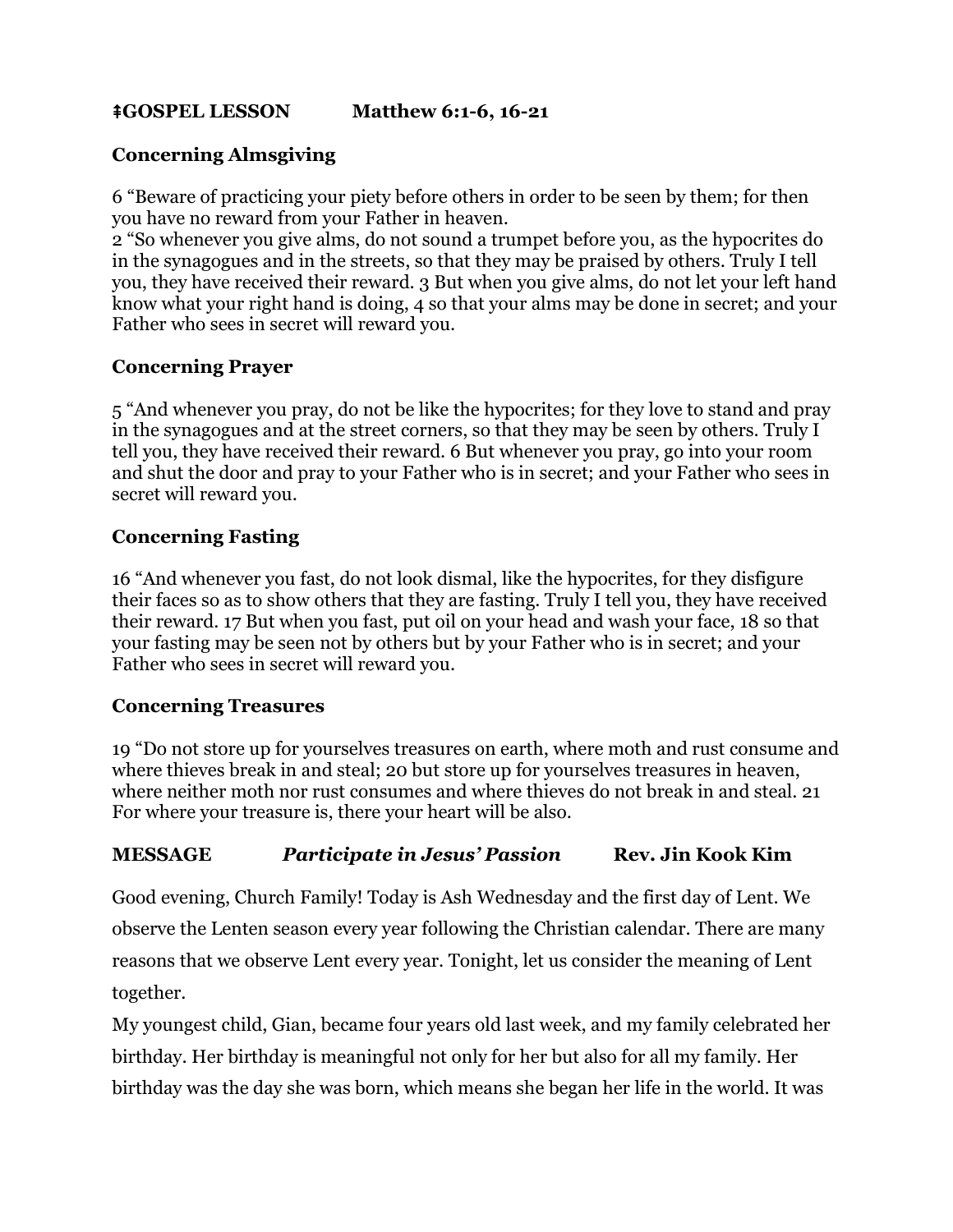**‡GOSPEL LESSON Matthew 6:1-6, 16-21**

**Concerning Almsgiving**

6 "Beware of practicing your piety before others in order to be seen by them; for then you have no reward from your Father in heaven.
2 "So whenever you give alms, do not sound a trumpet before you, as the hypocrites do in the synagogues and in the streets, so that they may be praised by others. Truly I tell you, they have received their reward. 3 But when you give alms, do not let your left hand know what your right hand is doing, 4 so that your alms may be done in secret; and your Father who sees in secret will reward you.

**Concerning Prayer**

5 "And whenever you pray, do not be like the hypocrites; for they love to stand and pray in the synagogues and at the street corners, so that they may be seen by others. Truly I tell you, they have received their reward. 6 But whenever you pray, go into your room and shut the door and pray to your Father who is in secret; and your Father who sees in secret will reward you.

**Concerning Fasting**

16 "And whenever you fast, do not look dismal, like the hypocrites, for they disfigure their faces so as to show others that they are fasting. Truly I tell you, they have received their reward. 17 But when you fast, put oil on your head and wash your face, 18 so that your fasting may be seen not by others but by your Father who is in secret; and your Father who sees in secret will reward you.

**Concerning Treasures**

19 "Do not store up for yourselves treasures on earth, where moth and rust consume and where thieves break in and steal; 20 but store up for yourselves treasures in heaven, where neither moth nor rust consumes and where thieves do not break in and steal. 21 For where your treasure is, there your heart will be also.

**MESSAGE** ***Participate in Jesus' Passion*** **Rev. Jin Kook Kim**

Good evening, Church Family! Today is Ash Wednesday and the first day of Lent. We observe the Lenten season every year following the Christian calendar. There are many reasons that we observe Lent every year. Tonight, let us consider the meaning of Lent together.

My youngest child, Gian, became four years old last week, and my family celebrated her birthday. Her birthday is meaningful not only for her but also for all my family. Her birthday was the day she was born, which means she began her life in the world. It was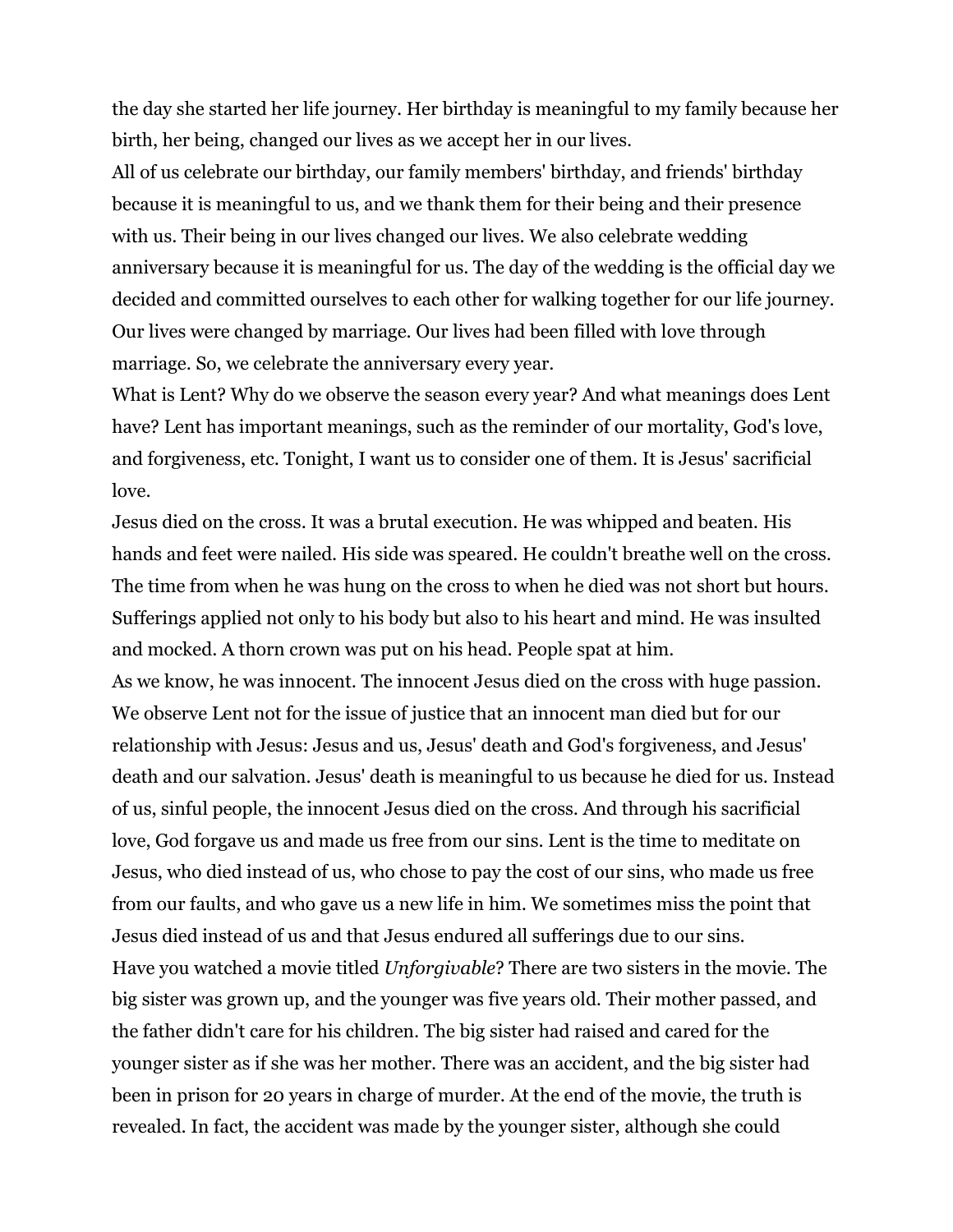the day she started her life journey. Her birthday is meaningful to my family because her birth, her being, changed our lives as we accept her in our lives.

All of us celebrate our birthday, our family members' birthday, and friends' birthday because it is meaningful to us, and we thank them for their being and their presence with us. Their being in our lives changed our lives. We also celebrate wedding anniversary because it is meaningful for us. The day of the wedding is the official day we decided and committed ourselves to each other for walking together for our life journey. Our lives were changed by marriage. Our lives had been filled with love through marriage. So, we celebrate the anniversary every year.

What is Lent? Why do we observe the season every year? And what meanings does Lent have? Lent has important meanings, such as the reminder of our mortality, God's love, and forgiveness, etc. Tonight, I want us to consider one of them. It is Jesus' sacrificial love.

Jesus died on the cross. It was a brutal execution. He was whipped and beaten. His hands and feet were nailed. His side was speared. He couldn't breathe well on the cross. The time from when he was hung on the cross to when he died was not short but hours. Sufferings applied not only to his body but also to his heart and mind. He was insulted and mocked. A thorn crown was put on his head. People spat at him.

As we know, he was innocent. The innocent Jesus died on the cross with huge passion. We observe Lent not for the issue of justice that an innocent man died but for our relationship with Jesus: Jesus and us, Jesus' death and God's forgiveness, and Jesus' death and our salvation. Jesus' death is meaningful to us because he died for us. Instead of us, sinful people, the innocent Jesus died on the cross. And through his sacrificial love, God forgave us and made us free from our sins. Lent is the time to meditate on Jesus, who died instead of us, who chose to pay the cost of our sins, who made us free from our faults, and who gave us a new life in him. We sometimes miss the point that Jesus died instead of us and that Jesus endured all sufferings due to our sins.

Have you watched a movie titled *Unforgivable*? There are two sisters in the movie. The big sister was grown up, and the younger was five years old. Their mother passed, and the father didn't care for his children. The big sister had raised and cared for the younger sister as if she was her mother. There was an accident, and the big sister had been in prison for 20 years in charge of murder. At the end of the movie, the truth is revealed. In fact, the accident was made by the younger sister, although she could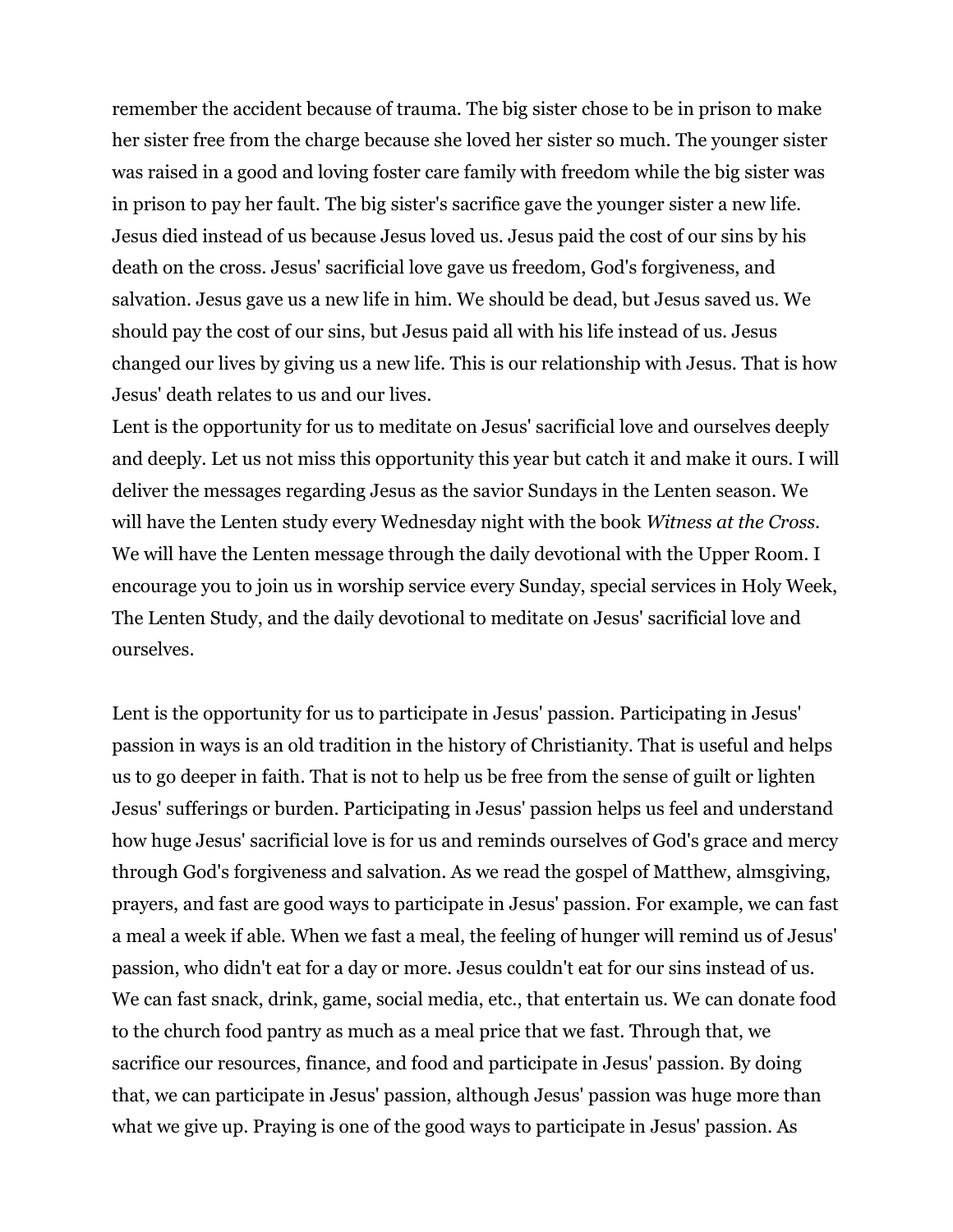remember the accident because of trauma. The big sister chose to be in prison to make her sister free from the charge because she loved her sister so much. The younger sister was raised in a good and loving foster care family with freedom while the big sister was in prison to pay her fault. The big sister's sacrifice gave the younger sister a new life. Jesus died instead of us because Jesus loved us. Jesus paid the cost of our sins by his death on the cross. Jesus' sacrificial love gave us freedom, God's forgiveness, and salvation. Jesus gave us a new life in him. We should be dead, but Jesus saved us. We should pay the cost of our sins, but Jesus paid all with his life instead of us. Jesus changed our lives by giving us a new life. This is our relationship with Jesus. That is how Jesus' death relates to us and our lives.
Lent is the opportunity for us to meditate on Jesus' sacrificial love and ourselves deeply and deeply. Let us not miss this opportunity this year but catch it and make it ours. I will deliver the messages regarding Jesus as the savior Sundays in the Lenten season. We will have the Lenten study every Wednesday night with the book *Witness at the Cross*. We will have the Lenten message through the daily devotional with the Upper Room. I encourage you to join us in worship service every Sunday, special services in Holy Week, The Lenten Study, and the daily devotional to meditate on Jesus' sacrificial love and ourselves.

Lent is the opportunity for us to participate in Jesus' passion. Participating in Jesus' passion in ways is an old tradition in the history of Christianity. That is useful and helps us to go deeper in faith. That is not to help us be free from the sense of guilt or lighten Jesus' sufferings or burden. Participating in Jesus' passion helps us feel and understand how huge Jesus' sacrificial love is for us and reminds ourselves of God's grace and mercy through God's forgiveness and salvation. As we read the gospel of Matthew, almsgiving, prayers, and fast are good ways to participate in Jesus' passion. For example, we can fast a meal a week if able. When we fast a meal, the feeling of hunger will remind us of Jesus' passion, who didn't eat for a day or more. Jesus couldn't eat for our sins instead of us. We can fast snack, drink, game, social media, etc., that entertain us. We can donate food to the church food pantry as much as a meal price that we fast. Through that, we sacrifice our resources, finance, and food and participate in Jesus' passion. By doing that, we can participate in Jesus' passion, although Jesus' passion was huge more than what we give up. Praying is one of the good ways to participate in Jesus' passion. As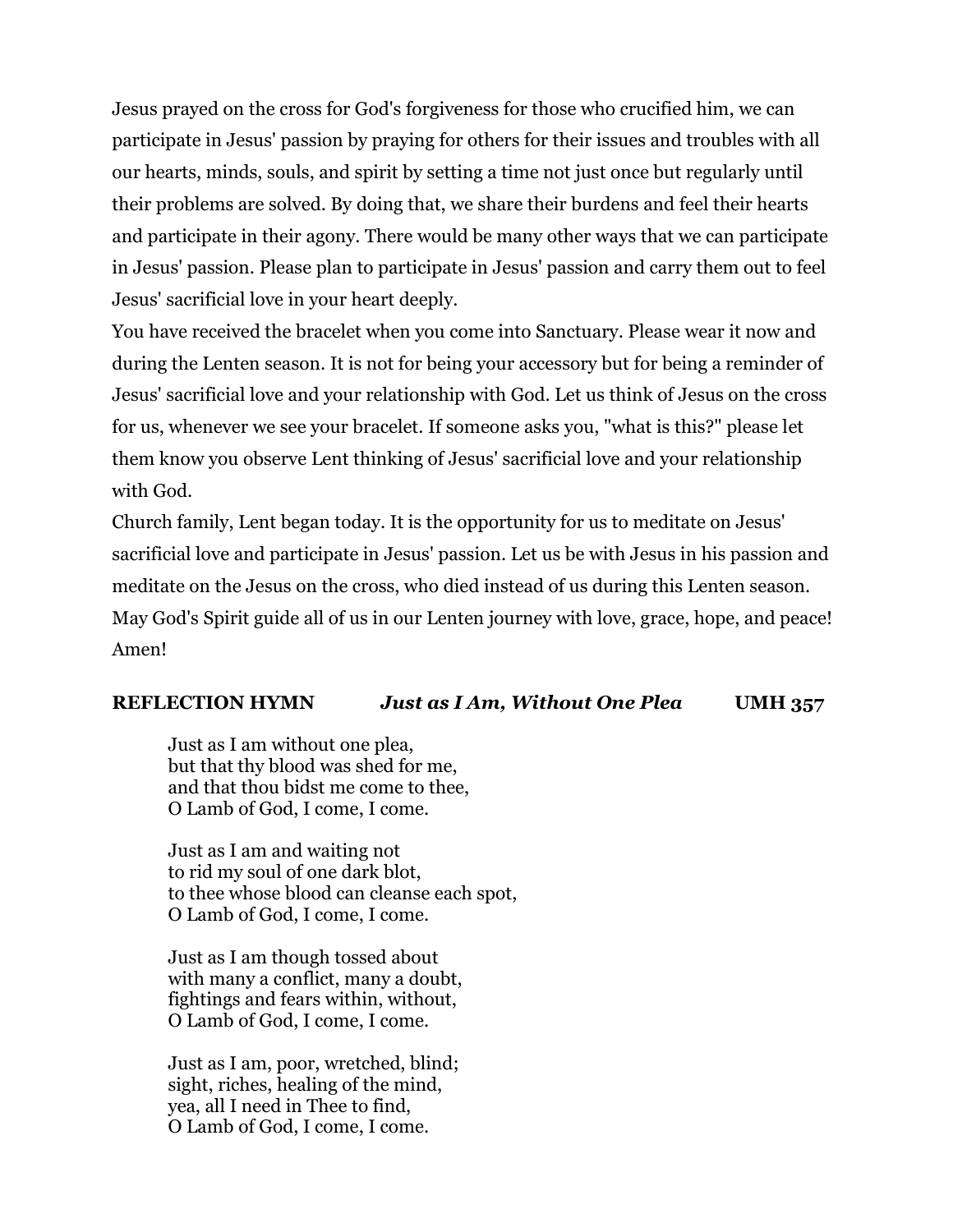Jesus prayed on the cross for God's forgiveness for those who crucified him, we can participate in Jesus' passion by praying for others for their issues and troubles with all our hearts, minds, souls, and spirit by setting a time not just once but regularly until their problems are solved. By doing that, we share their burdens and feel their hearts and participate in their agony. There would be many other ways that we can participate in Jesus' passion. Please plan to participate in Jesus' passion and carry them out to feel Jesus' sacrificial love in your heart deeply.

You have received the bracelet when you come into Sanctuary. Please wear it now and during the Lenten season. It is not for being your accessory but for being a reminder of Jesus' sacrificial love and your relationship with God. Let us think of Jesus on the cross for us, whenever we see your bracelet. If someone asks you, "what is this?" please let them know you observe Lent thinking of Jesus' sacrificial love and your relationship with God.

Church family, Lent began today. It is the opportunity for us to meditate on Jesus' sacrificial love and participate in Jesus' passion. Let us be with Jesus in his passion and meditate on the Jesus on the cross, who died instead of us during this Lenten season. May God's Spirit guide all of us in our Lenten journey with love, grace, hope, and peace! Amen!

**REFLECTION HYMN** ***Just as I Am, Without One Plea*** **UMH 357**

Just as I am without one plea,
but that thy blood was shed for me,
and that thou bidst me come to thee,
O Lamb of God, I come, I come.

Just as I am and waiting not
to rid my soul of one dark blot,
to thee whose blood can cleanse each spot,
O Lamb of God, I come, I come.

Just as I am though tossed about
with many a conflict, many a doubt,
fightings and fears within, without,
O Lamb of God, I come, I come.

Just as I am, poor, wretched, blind;
sight, riches, healing of the mind,
yea, all I need in Thee to find,
O Lamb of God, I come, I come.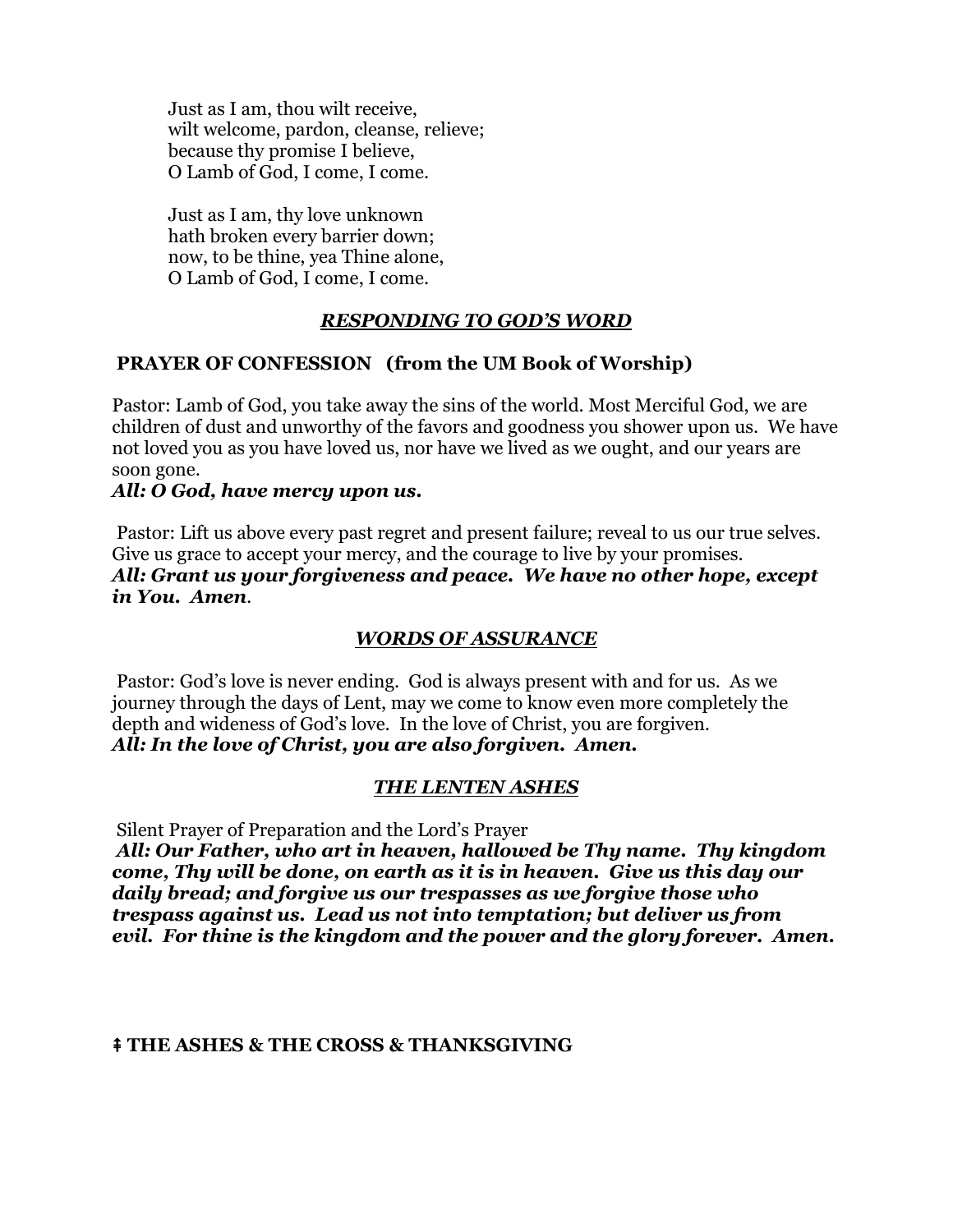Just as I am, thou wilt receive,  
wilt welcome, pardon, cleanse, relieve;  
because thy promise I believe,  
O Lamb of God, I come, I come.

Just as I am, thy love unknown  
hath broken every barrier down;  
now, to be thine, yea Thine alone,  
O Lamb of God, I come, I come.

***RESPONDING TO GOD'S WORD***

**PRAYER OF CONFESSION (from the UM Book of Worship)**

Pastor: Lamb of God, you take away the sins of the world. Most Merciful God, we are children of dust and unworthy of the favors and goodness you shower upon us. We have not loved you as you have loved us, nor have we lived as we ought, and our years are soon gone.  
***All: O God, have mercy upon us.***

Pastor: Lift us above every past regret and present failure; reveal to us our true selves. Give us grace to accept your mercy, and the courage to live by your promises.  
***All: Grant us your forgiveness and peace. We have no other hope, except in You. Amen.***

***WORDS OF ASSURANCE***

Pastor: God's love is never ending. God is always present with and for us. As we journey through the days of Lent, may we come to know even more completely the depth and wideness of God's love. In the love of Christ, you are forgiven.  
***All: In the love of Christ, you are also forgiven. Amen.***

***THE LENTEN ASHES***

Silent Prayer of Preparation and the Lord's Prayer  
***All: Our Father, who art in heaven, hallowed be Thy name. Thy kingdom come, Thy will be done, on earth as it is in heaven. Give us this day our daily bread; and forgive us our trespasses as we forgive those who trespass against us. Lead us not into temptation; but deliver us from evil. For thine is the kingdom and the power and the glory forever. Amen.***

**ǂ THE ASHES & THE CROSS & THANKSGIVING**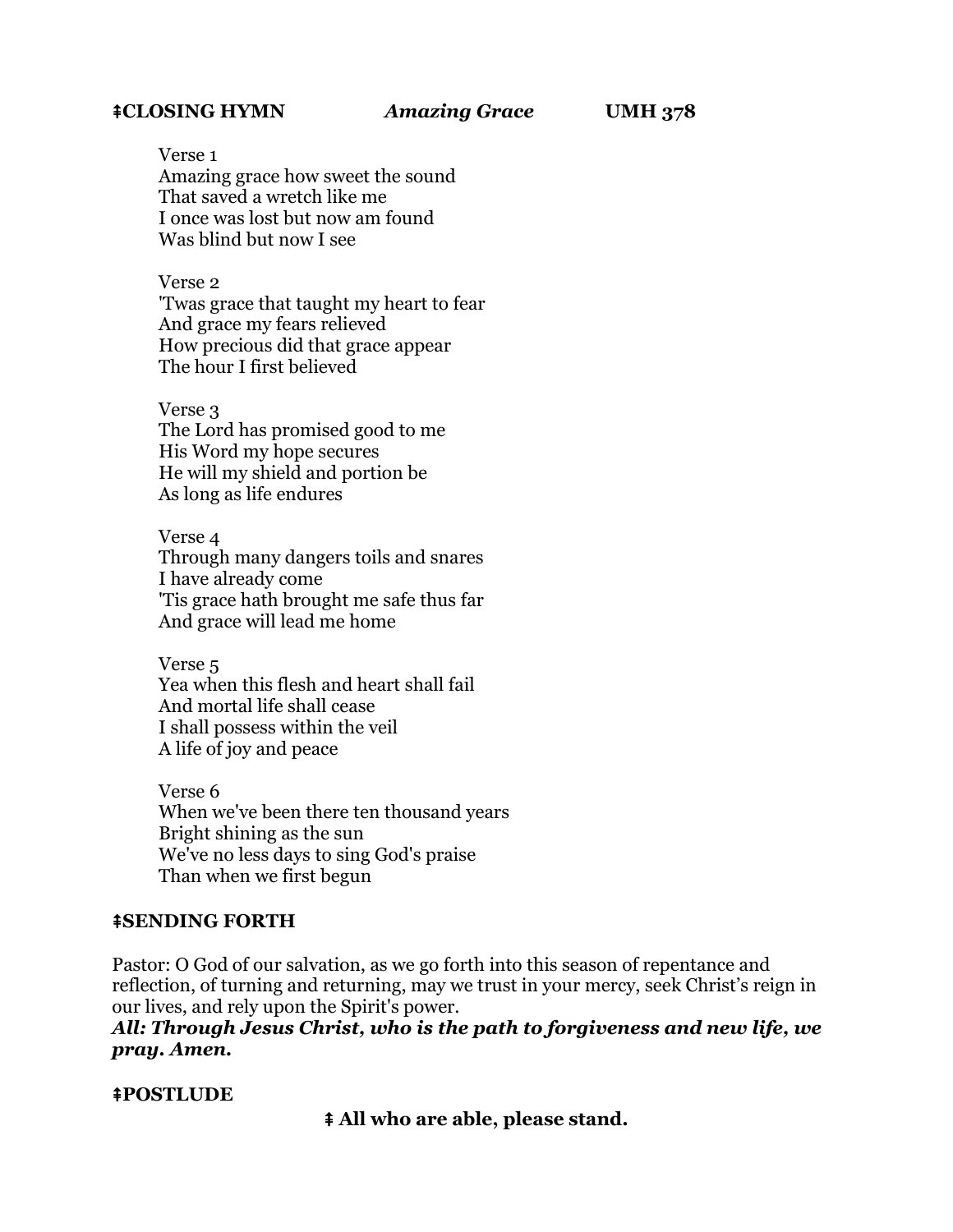**ǂCLOSING HYMN** *Amazing Grace* **UMH 378**

Verse 1
Amazing grace how sweet the sound
That saved a wretch like me
I once was lost but now am found
Was blind but now I see

Verse 2
'Twas grace that taught my heart to fear
And grace my fears relieved
How precious did that grace appear
The hour I first believed

Verse 3
The Lord has promised good to me
His Word my hope secures
He will my shield and portion be
As long as life endures

Verse 4
Through many dangers toils and snares
I have already come
'Tis grace hath brought me safe thus far
And grace will lead me home

Verse 5
Yea when this flesh and heart shall fail
And mortal life shall cease
I shall possess within the veil
A life of joy and peace

Verse 6
When we've been there ten thousand years
Bright shining as the sun
We've no less days to sing God's praise
Than when we first begun

**ǂSENDING FORTH**

Pastor: O God of our salvation, as we go forth into this season of repentance and reflection, of turning and returning, may we trust in your mercy, seek Christ's reign in our lives, and rely upon the Spirit's power.
***All: Through Jesus Christ, who is the path to forgiveness and new life, we pray. Amen.***

**ǂPOSTLUDE**

**ǂ All who are able, please stand.**